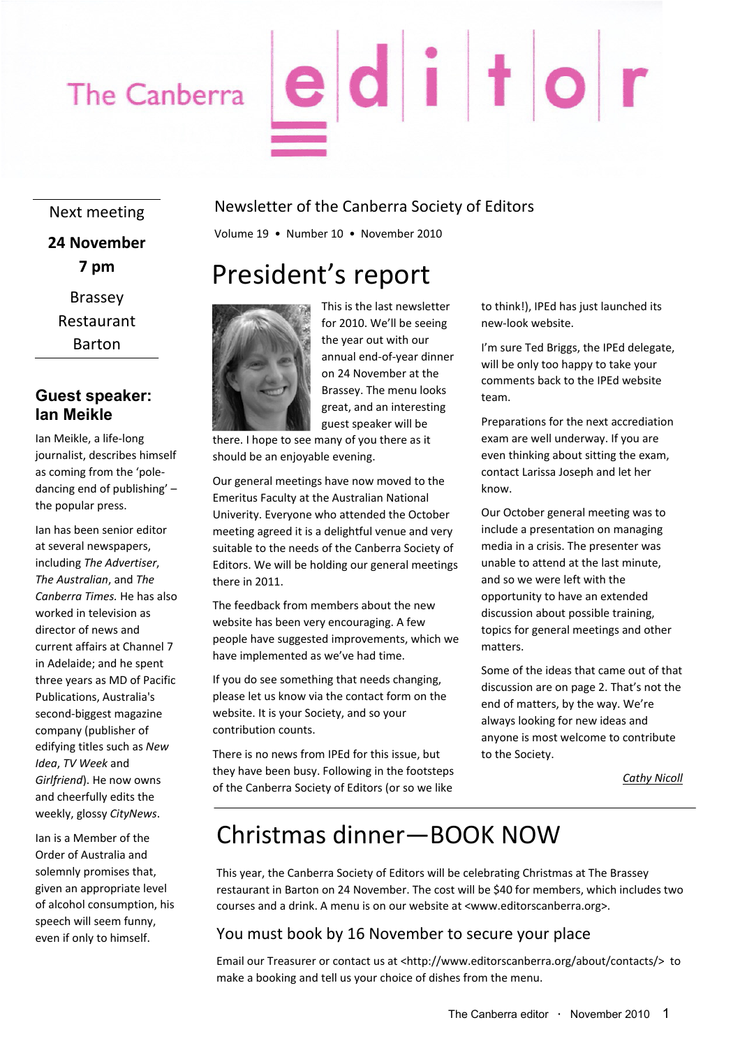# The Canberra editor

Newsletter of the Canberra Society of Editors

Volume 19 • Number 10 • November 2010

Next meeting

**24 November**

**7 pm**

Brassey Restaurant Barton

## Guest speaker: Ian Meikle

Ian Meikle, a life-long journalist, describes himself as coming from the 'pole-dancing end of publishing' – the popular press.

Ian has been senior editor at several newspapers, including *The Advertiser*, *The Australian*, and *The Canberra Times.* He has also worked in television as director of news and current affairs at Channel 7 in Adelaide; and he spent three years as MD of Pacific Publications, Australia's second-biggest magazine company (publisher of edifying titles such as *New Idea*, *TV Week* and *Girlfriend*). He now owns and cheerfully edits the weekly, glossy *CityNews*.

Ian is a Member of the Order of Australia and solemnly promises that, given an appropriate level of alcohol consumption, his speech will seem funny, even if only to himself.

# President's report

This is the last newsletter for 2010. We'll be seeing the year out with our annual end-of-year dinner on 24 November at the Brassey. The menu looks great, and an interesting guest speaker will be there. I hope to see many of you there as it should be an enjoyable evening.

Our general meetings have now moved to the Emeritus Faculty at the Australian National Univerity. Everyone who attended the October meeting agreed it is a delightful venue and very suitable to the needs of the Canberra Society of Editors. We will be holding our general meetings there in 2011.

The feedback from members about the new website has been very encouraging. A few people have suggested improvements, which we have implemented as we've had time.

If you do see something that needs changing, please let us know via the contact form on the website. It is your Society, and so your contribution counts.

There is no news from IPEd for this issue, but they have been busy. Following in the footsteps of the Canberra Society of Editors (or so we like to think!), IPEd has just launched its new-look website.

I'm sure Ted Briggs, the IPEd delegate, will be only too happy to take your comments back to the IPEd website team.

Preparations for the next accrediation exam are well underway. If you are even thinking about sitting the exam, contact Larissa Joseph and let her know.

Our October general meeting was to include a presentation on managing media in a crisis. The presenter was unable to attend at the last minute, and so we were left with the opportunity to have an extended discussion about possible training, topics for general meetings and other matters.

Some of the ideas that came out of that discussion are on page 2. That's not the end of matters, by the way. We're always looking for new ideas and anyone is most welcome to contribute to the Society.

*Cathy Nicoll*

# Christmas dinner—BOOK NOW

This year, the Canberra Society of Editors will be celebrating Christmas at The Brassey restaurant in Barton on 24 November. The cost will be $40 for members, which includes two courses and a drink. A menu is on our website at <www.editorscanberra.org>.

## You must book by 16 November to secure your place

Email our Treasurer or contact us at <http://www.editorscanberra.org/about/contacts/> to make a booking and tell us your choice of dishes from the menu.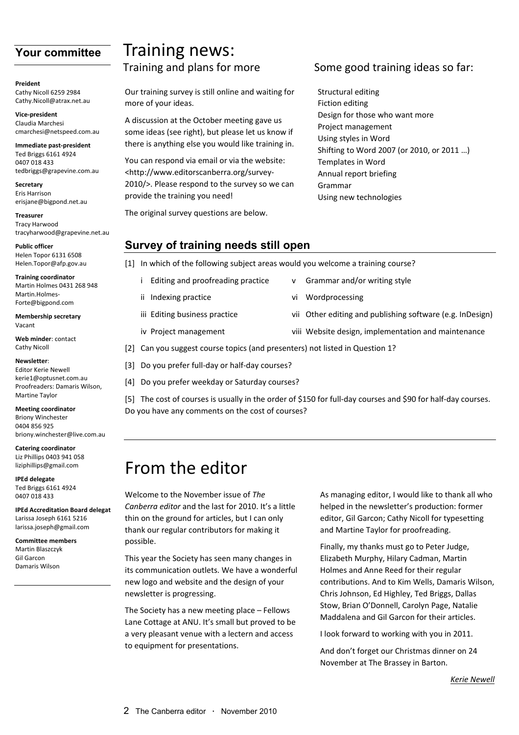## Your committee

**Preident**
Cathy Nicoll 6259 2984
Cathy.Nicoll@atrax.net.au

**Vice-president**
Claudia Marchesi
cmarchesi@netspeed.com.au

**Immediate past-president**
Ted Briggs 6161 4924
0407 018 433
tedbriggs@grapevine.com.au

**Secretary**
Eris Harrison
erisjane@bigpond.net.au

**Treasurer**
Tracy Harwood
tracyharwood@grapevine.net.au

**Public officer**
Helen Topor 6131 6508
Helen.Topor@afp.gov.au

**Training coordinator**
Martin Holmes 0431 268 948
Martin.Holmes-Forte@bigpond.com

**Membership secretary**
Vacant

**Web minder**: contact Cathy Nicoll

**Newsletter**:
Editor Kerie Newell
kerie1@optusnet.com.au
Proofreaders: Damaris Wilson, Martine Taylor

**Meeting coordinator**
Briony Winchester
0404 856 925
briony.winchester@live.com.au

**Catering coordinator**
Liz Phillips 0403 941 058
liziphillips@gmail.com

**IPEd delegate**
Ted Briggs 6161 4924
0407 018 433

**IPEd Accreditation Board delegat**
Larissa Joseph 6161 5216
larissa.joseph@gmail.com

**Committee members**
Martin Blaszczyk
Gil Garcon
Damaris Wilson

# Training news:

## Training and plans for more

Our training survey is still online and waiting for more of your ideas.

A discussion at the October meeting gave us some ideas (see right), but please let us know if there is anything else you would like training in.

You can respond via email or via the website: <http://www.editorscanberra.org/survey-2010/>. Please respond to the survey so we can provide the training you need!

The original survey questions are below.

## Some good training ideas so far:

Structural editing
Fiction editing
Design for those who want more
Project management
Using styles in Word
Shifting to Word 2007 (or 2010, or 2011 …)
Templates in Word
Annual report briefing
Grammar
Using new technologies

## Survey of training needs still open

[1] In which of the following subject areas would you welcome a training course?

i Editing and proofreading practice
ii Indexing practice
iii Editing business practice
iv Project management
v Grammar and/or writing style
vi Wordprocessing
vii Other editing and publishing software (e.g. InDesign)
viii Website design, implementation and maintenance

[2] Can you suggest course topics (and presenters) not listed in Question 1?

[3] Do you prefer full-day or half-day courses?

[4] Do you prefer weekday or Saturday courses?

[5] The cost of courses is usually in the order of $150 for full-day courses and $90 for half-day courses. Do you have any comments on the cost of courses?

# From the editor

Welcome to the November issue of *The Canberra editor* and the last for 2010. It's a little thin on the ground for articles, but I can only thank our regular contributors for making it possible.

This year the Society has seen many changes in its communication outlets. We have a wonderful new logo and website and the design of your newsletter is progressing.

The Society has a new meeting place – Fellows Lane Cottage at ANU. It's small but proved to be a very pleasant venue with a lectern and access to equipment for presentations.

As managing editor, I would like to thank all who helped in the newsletter's production: former editor, Gil Garcon; Cathy Nicoll for typesetting and Martine Taylor for proofreading.

Finally, my thanks must go to Peter Judge, Elizabeth Murphy, Hilary Cadman, Martin Holmes and Anne Reed for their regular contributions. And to Kim Wells, Damaris Wilson, Chris Johnson, Ed Highley, Ted Briggs, Dallas Stow, Brian O'Donnell, Carolyn Page, Natalie Maddalena and Gil Garcon for their articles.

I look forward to working with you in 2011.

And don't forget our Christmas dinner on 24 November at The Brassey in Barton.

*Kerie Newell*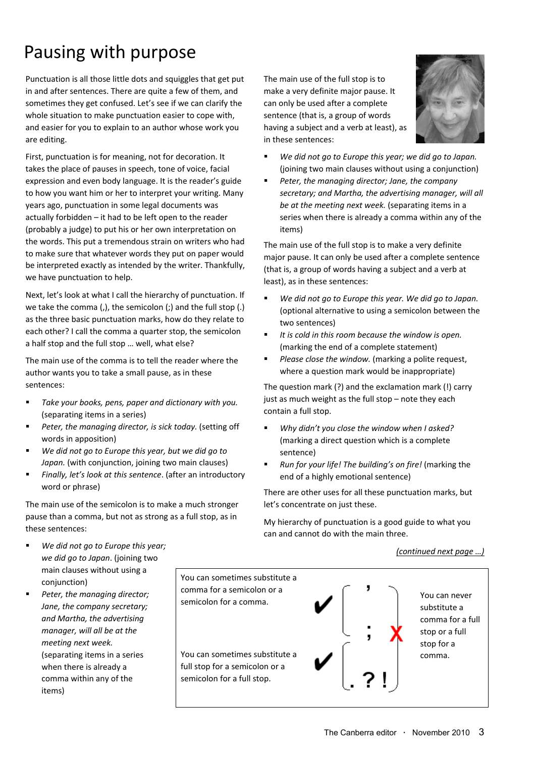# Pausing with purpose

Punctuation is all those little dots and squiggles that get put in and after sentences. There are quite a few of them, and sometimes they get confused. Let's see if we can clarify the whole situation to make punctuation easier to cope with, and easier for you to explain to an author whose work you are editing.

First, punctuation is for meaning, not for decoration. It takes the place of pauses in speech, tone of voice, facial expression and even body language. It is the reader's guide to how you want him or her to interpret your writing. Many years ago, punctuation in some legal documents was actually forbidden – it had to be left open to the reader (probably a judge) to put his or her own interpretation on the words. This put a tremendous strain on writers who had to make sure that whatever words they put on paper would be interpreted exactly as intended by the writer. Thankfully, we have punctuation to help.

Next, let's look at what I call the hierarchy of punctuation. If we take the comma (,), the semicolon (;) and the full stop (.) as the three basic punctuation marks, how do they relate to each other? I call the comma a quarter stop, the semicolon a half stop and the full stop … well, what else?

The main use of the comma is to tell the reader where the author wants you to take a small pause, as in these sentences:

- *Take your books, pens, paper and dictionary with you.* (separating items in a series)
- *Peter, the managing director, is sick today.* (setting off words in apposition)
- *We did not go to Europe this year, but we did go to Japan.* (with conjunction, joining two main clauses)
- *Finally, let's look at this sentence*. (after an introductory word or phrase)

The main use of the semicolon is to make a much stronger pause than a comma, but not as strong as a full stop, as in these sentences:

- *We did not go to Europe this year; we did go to Japan*. (joining two main clauses without using a conjunction)
- *Peter, the managing director; Jane, the company secretary; and Martha, the advertising manager, will all be at the meeting next week.* (separating items in a series when there is already a comma within any of the items)

The main use of the full stop is to make a very definite major pause. It can only be used after a complete sentence (that is, a group of words having a subject and a verb at least), as in these sentences:

- *We did not go to Europe this year; we did go to Japan.* (joining two main clauses without using a conjunction)
- *Peter, the managing director; Jane, the company secretary; and Martha, the advertising manager, will all be at the meeting next week.* (separating items in a series when there is already a comma within any of the items)

The main use of the full stop is to make a very definite major pause. It can only be used after a complete sentence (that is, a group of words having a subject and a verb at least), as in these sentences:

- *We did not go to Europe this year. We did go to Japan.* (optional alternative to using a semicolon between the two sentences)
- *It is cold in this room because the window is open.* (marking the end of a complete statement)
- *Please close the window.* (marking a polite request, where a question mark would be inappropriate)

The question mark (?) and the exclamation mark (!) carry just as much weight as the full stop – note they each contain a full stop.

- *Why didn't you close the window when I asked?* (marking a direct question which is a complete sentence)
- *Run for your life! The building's on fire!* (marking the end of a highly emotional sentence)

There are other uses for all these punctuation marks, but let's concentrate on just these.

My hierarchy of punctuation is a good guide to what you can and cannot do with the main three.

*(continued next page …)*

You can sometimes substitute a comma for a semicolon or a semicolon for a comma. ✔ [ , ; ]

You can sometimes substitute a full stop for a semicolon or a semicolon for a full stop. ✔ [ ; . ? ! ]

✘ You can never substitute a comma for a full stop or a full stop for a comma.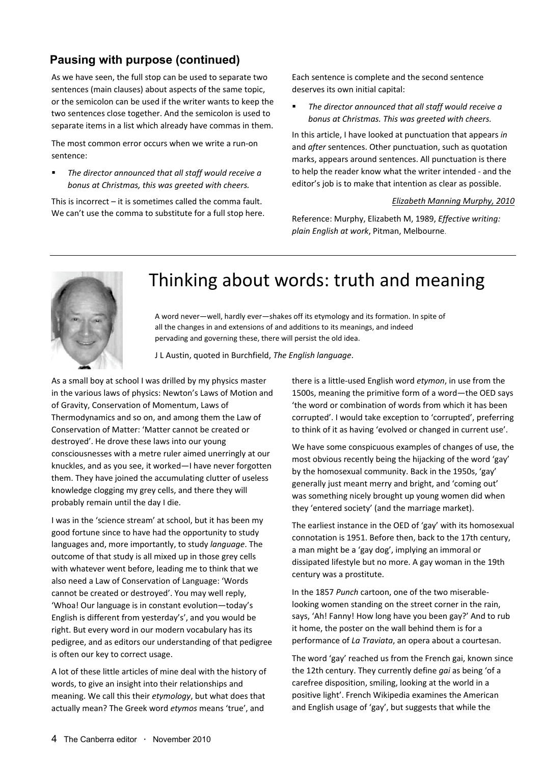## Pausing with purpose (continued)

As we have seen, the full stop can be used to separate two sentences (main clauses) about aspects of the same topic, or the semicolon can be used if the writer wants to keep the two sentences close together. And the semicolon is used to separate items in a list which already have commas in them.

The most common error occurs when we write a run-on sentence:

- *The director announced that all staff would receive a bonus at Christmas, this was greeted with cheers.*

This is incorrect – it is sometimes called the comma fault. We can't use the comma to substitute for a full stop here. Each sentence is complete and the second sentence deserves its own initial capital:

- *The director announced that all staff would receive a bonus at Christmas. This was greeted with cheers.*

In this article, I have looked at punctuation that appears *in* and *after* sentences. Other punctuation, such as quotation marks, appears around sentences. All punctuation is there to help the reader know what the writer intended - and the editor's job is to make that intention as clear as possible.

*Elizabeth Manning Murphy, 2010*

Reference: Murphy, Elizabeth M, 1989, *Effective writing: plain English at work*, Pitman, Melbourne.

# Thinking about words: truth and meaning

A word never—well, hardly ever—shakes off its etymology and its formation. In spite of all the changes in and extensions of and additions to its meanings, and indeed pervading and governing these, there will persist the old idea.

J L Austin, quoted in Burchfield, *The English language*.

As a small boy at school I was drilled by my physics master in the various laws of physics: Newton's Laws of Motion and of Gravity, Conservation of Momentum, Laws of Thermodynamics and so on, and among them the Law of Conservation of Matter: 'Matter cannot be created or destroyed'. He drove these laws into our young consciousnesses with a metre ruler aimed unerringly at our knuckles, and as you see, it worked—I have never forgotten them. They have joined the accumulating clutter of useless knowledge clogging my grey cells, and there they will probably remain until the day I die.

I was in the 'science stream' at school, but it has been my good fortune since to have had the opportunity to study languages and, more importantly, to study *language*. The outcome of that study is all mixed up in those grey cells with whatever went before, leading me to think that we also need a Law of Conservation of Language: 'Words cannot be created or destroyed'. You may well reply, 'Whoa! Our language is in constant evolution—today's English is different from yesterday's', and you would be right. But every word in our modern vocabulary has its pedigree, and as editors our understanding of that pedigree is often our key to correct usage.

A lot of these little articles of mine deal with the history of words, to give an insight into their relationships and meaning. We call this their *etymology*, but what does that actually mean? The Greek word *etymos* means 'true', and there is a little-used English word *etymon*, in use from the 1500s, meaning the primitive form of a word—the OED says 'the word or combination of words from which it has been corrupted'. I would take exception to 'corrupted', preferring to think of it as having 'evolved or changed in current use'.

We have some conspicuous examples of changes of use, the most obvious recently being the hijacking of the word 'gay' by the homosexual community. Back in the 1950s, 'gay' generally just meant merry and bright, and 'coming out' was something nicely brought up young women did when they 'entered society' (and the marriage market).

The earliest instance in the OED of 'gay' with its homosexual connotation is 1951. Before then, back to the 17th century, a man might be a 'gay dog', implying an immoral or dissipated lifestyle but no more. A gay woman in the 19th century was a prostitute.

In the 1857 *Punch* cartoon, one of the two miserable-looking women standing on the street corner in the rain, says, 'Ah! Fanny! How long have you been gay?' And to rub it home, the poster on the wall behind them is for a performance of *La Traviata*, an opera about a courtesan.

The word 'gay' reached us from the French gai, known since the 12th century. They currently define *gai* as being 'of a carefree disposition, smiling, looking at the world in a positive light'. French Wikipedia examines the American and English usage of 'gay', but suggests that while the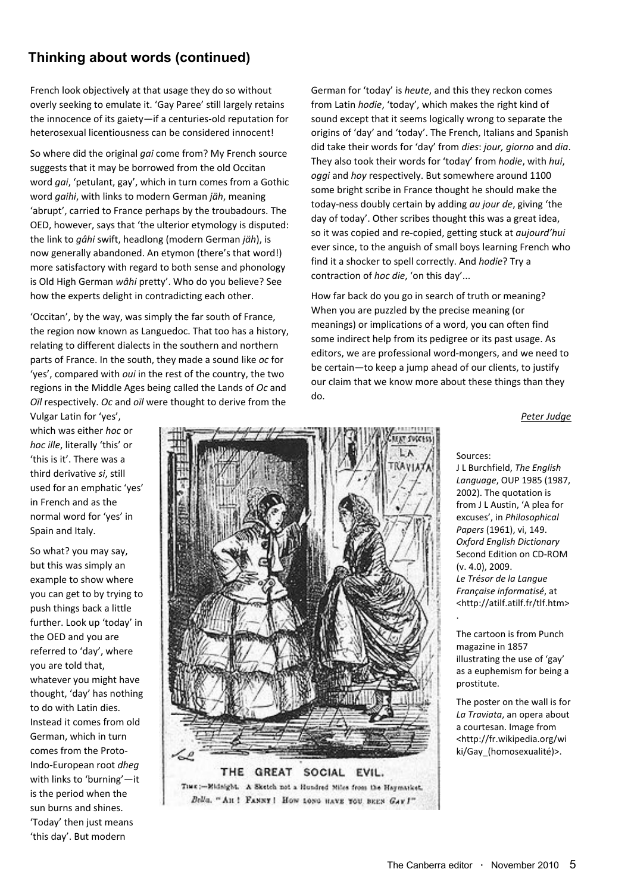## Thinking about words (continued)

French look objectively at that usage they do so without overly seeking to emulate it. 'Gay Paree' still largely retains the innocence of its gaiety—if a centuries-old reputation for heterosexual licentiousness can be considered innocent!

So where did the original *gai* come from? My French source suggests that it may be borrowed from the old Occitan word *gai*, 'petulant, gay', which in turn comes from a Gothic word *gaihi*, with links to modern German *jäh*, meaning 'abrupt', carried to France perhaps by the troubadours. The OED, however, says that 'the ulterior etymology is disputed: the link to *gâhi* swift, headlong (modern German *jäh*), is now generally abandoned. An etymon (there's that word!) more satisfactory with regard to both sense and phonology is Old High German *wâhi* pretty'. Who do you believe? See how the experts delight in contradicting each other.

'Occitan', by the way, was simply the far south of France, the region now known as Languedoc. That too has a history, relating to different dialects in the southern and northern parts of France. In the south, they made a sound like *oc* for 'yes', compared with *oui* in the rest of the country, the two regions in the Middle Ages being called the Lands of *Oc* and *Oïl* respectively. *Oc* and *oïl* were thought to derive from the Vulgar Latin for 'yes', which was either *hoc* or *hoc ille*, literally 'this' or 'this is it'. There was a third derivative *si*, still used for an emphatic 'yes' in French and as the normal word for 'yes' in Spain and Italy.

So what? you may say, but this was simply an example to show where you can get to by trying to push things back a little further. Look up 'today' in the OED and you are referred to 'day', where you are told that, whatever you might have thought, 'day' has nothing to do with Latin dies. Instead it comes from old German, which in turn comes from the Proto-Indo-European root *dheg* with links to 'burning'—it is the period when the sun burns and shines. 'Today' then just means 'this day'. But modern German for 'today' is *heute*, and this they reckon comes from Latin *hodie*, 'today', which makes the right kind of sound except that it seems logically wrong to separate the origins of 'day' and 'today'. The French, Italians and Spanish did take their words for 'day' from *dies*: *jour, giorno* and *dia*. They also took their words for 'today' from *hodie*, with *hui*, *oggi* and *hoy* respectively. But somewhere around 1100 some bright scribe in France thought he should make the today-ness doubly certain by adding *au jour de*, giving 'the day of today'. Other scribes thought this was a great idea, so it was copied and re-copied, getting stuck at *aujourd'hui* ever since, to the anguish of small boys learning French who find it a shocker to spell correctly. And *hodie*? Try a contraction of *hoc die*, 'on this day'...

How far back do you go in search of truth or meaning? When you are puzzled by the precise meaning (or meanings) or implications of a word, you can often find some indirect help from its pedigree or its past usage. As editors, we are professional word-mongers, and we need to be certain—to keep a jump ahead of our clients, to justify our claim that we know more about these things than they do.

*Peter Judge*

THE GREAT SOCIAL EVIL.
TIME:—Midnight. A Sketch not a Hundred Miles from the Haymarket.
*Bella.* "AH! FANNY! HOW LONG HAVE YOU BEEN *GAY*!"

Sources:
J L Burchfield, *The English Language*, OUP 1985 (1987, 2002). The quotation is from J L Austin, 'A plea for excuses', in *Philosophical Papers* (1961), vi, 149.
*Oxford English Dictionary* Second Edition on CD-ROM (v. 4.0), 2009.
*Le Trésor de la Langue Française informatisé*, at <http://atilf.atilf.fr/tlf.htm>.

The cartoon is from Punch magazine in 1857 illustrating the use of 'gay' as a euphemism for being a prostitute.

The poster on the wall is for *La Traviata*, an opera about a courtesan. Image from <http://fr.wikipedia.org/wiki/Gay_(homosexualité)>.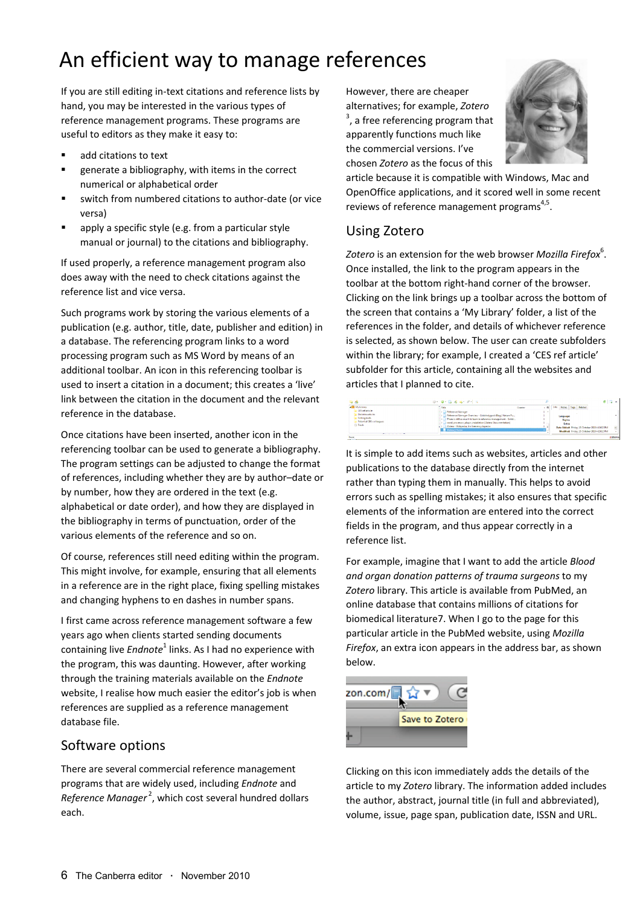# An efficient way to manage references

If you are still editing in-text citations and reference lists by hand, you may be interested in the various types of reference management programs. These programs are useful to editors as they make it easy to:

- add citations to text
- generate a bibliography, with items in the correct numerical or alphabetical order
- switch from numbered citations to author-date (or vice versa)
- apply a specific style (e.g. from a particular style manual or journal) to the citations and bibliography.

If used properly, a reference management program also does away with the need to check citations against the reference list and vice versa.

Such programs work by storing the various elements of a publication (e.g. author, title, date, publisher and edition) in a database. The referencing program links to a word processing program such as MS Word by means of an additional toolbar. An icon in this referencing toolbar is used to insert a citation in a document; this creates a 'live' link between the citation in the document and the relevant reference in the database.

Once citations have been inserted, another icon in the referencing toolbar can be used to generate a bibliography. The program settings can be adjusted to change the format of references, including whether they are by author–date or by number, how they are ordered in the text (e.g. alphabetical or date order), and how they are displayed in the bibliography in terms of punctuation, order of the various elements of the reference and so on.

Of course, references still need editing within the program. This might involve, for example, ensuring that all elements in a reference are in the right place, fixing spelling mistakes and changing hyphens to en dashes in number spans.

I first came across reference management software a few years ago when clients started sending documents containing live *Endnote*[1] links. As I had no experience with the program, this was daunting. However, after working through the training materials available on the *Endnote* website, I realise how much easier the editor's job is when references are supplied as a reference management database file.

## Software options

There are several commercial reference management programs that are widely used, including *Endnote* and *Reference Manager*[2], which cost several hundred dollars each.

However, there are cheaper alternatives; for example, *Zotero*[3], a free referencing program that apparently functions much like the commercial versions. I've chosen *Zotero* as the focus of this article because it is compatible with Windows, Mac and OpenOffice applications, and it scored well in some recent reviews of reference management programs[4,5].

## Using Zotero

*Zotero* is an extension for the web browser *Mozilla Firefox*[6]. Once installed, the link to the program appears in the toolbar at the bottom right-hand corner of the browser. Clicking on the link brings up a toolbar across the bottom of the screen that contains a 'My Library' folder, a list of the references in the folder, and details of whichever reference is selected, as shown below. The user can create subfolders within the library; for example, I created a 'CES ref article' subfolder for this article, containing all the websites and articles that I planned to cite.

It is simple to add items such as websites, articles and other publications to the database directly from the internet rather than typing them in manually. This helps to avoid errors such as spelling mistakes; it also ensures that specific elements of the information are entered into the correct fields in the program, and thus appear correctly in a reference list.

For example, imagine that I want to add the article *Blood and organ donation patterns of trauma surgeons* to my *Zotero* library. This article is available from PubMed, an online database that contains millions of citations for biomedical literature7. When I go to the page for this particular article in the PubMed website, using *Mozilla Firefox*, an extra icon appears in the address bar, as shown below.

Clicking on this icon immediately adds the details of the article to my *Zotero* library. The information added includes the author, abstract, journal title (in full and abbreviated), volume, issue, page span, publication date, ISSN and URL.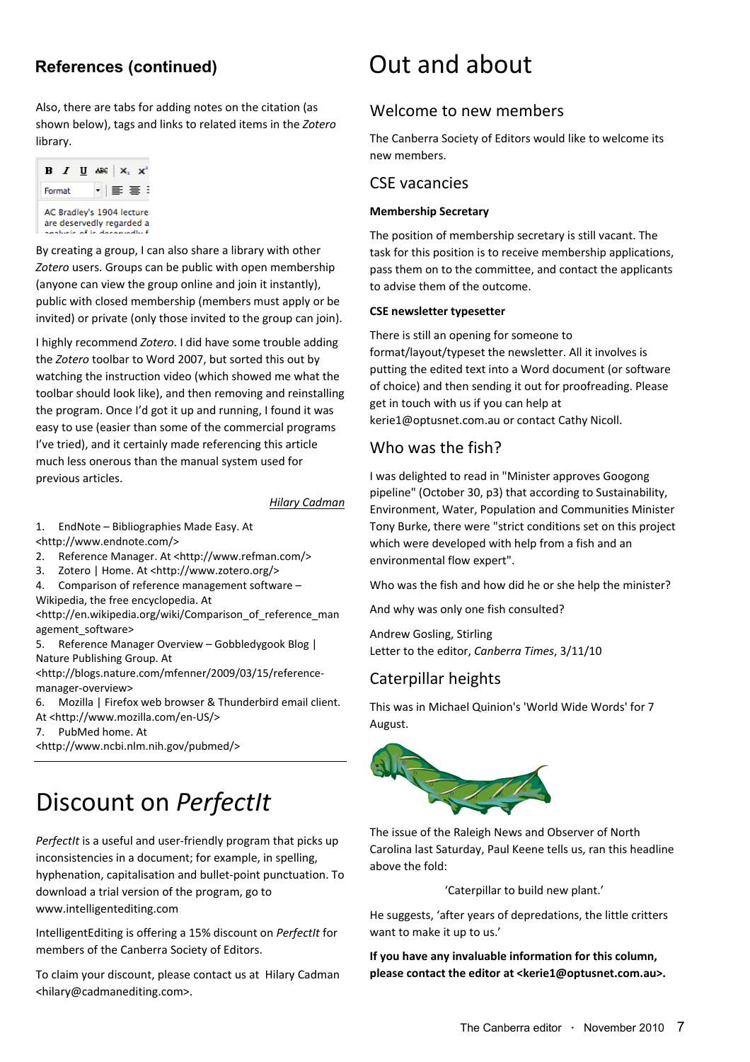## References (continued)

Also, there are tabs for adding notes on the citation (as shown below), tags and links to related items in the *Zotero* library.

By creating a group, I can also share a library with other *Zotero* users. Groups can be public with open membership (anyone can view the group online and join it instantly), public with closed membership (members must apply or be invited) or private (only those invited to the group can join).

I highly recommend *Zotero*. I did have some trouble adding the *Zotero* toolbar to Word 2007, but sorted this out by watching the instruction video (which showed me what the toolbar should look like), and then removing and reinstalling the program. Once I'd got it up and running, I found it was easy to use (easier than some of the commercial programs I've tried), and it certainly made referencing this article much less onerous than the manual system used for previous articles.

*Hilary Cadman*

1. EndNote – Bibliographies Made Easy. At <http://www.endnote.com/>
2. Reference Manager. At <http://www.refman.com/>
3. Zotero | Home. At <http://www.zotero.org/>
4. Comparison of reference management software – Wikipedia, the free encyclopedia. At <http://en.wikipedia.org/wiki/Comparison_of_reference_management_software>
5. Reference Manager Overview – Gobbledygook Blog | Nature Publishing Group. At <http://blogs.nature.com/mfenner/2009/03/15/reference-manager-overview>
6. Mozilla | Firefox web browser & Thunderbird email client. At <http://www.mozilla.com/en-US/>
7. PubMed home. At <http://www.ncbi.nlm.nih.gov/pubmed/>

# Discount on *PerfectIt*

*PerfectIt* is a useful and user-friendly program that picks up inconsistencies in a document; for example, in spelling, hyphenation, capitalisation and bullet-point punctuation. To download a trial version of the program, go to www.intelligentediting.com

IntelligentEditing is offering a 15% discount on *PerfectIt* for members of the Canberra Society of Editors.

To claim your discount, please contact us at Hilary Cadman <hilary@cadmanediting.com>.

# Out and about

## Welcome to new members

The Canberra Society of Editors would like to welcome its new members.

## CSE vacancies

**Membership Secretary**

The position of membership secretary is still vacant. The task for this position is to receive membership applications, pass them on to the committee, and contact the applicants to advise them of the outcome.

**CSE newsletter typesetter**

There is still an opening for someone to format/layout/typeset the newsletter. All it involves is putting the edited text into a Word document (or software of choice) and then sending it out for proofreading. Please get in touch with us if you can help at kerie1@optusnet.com.au or contact Cathy Nicoll.

## Who was the fish?

I was delighted to read in "Minister approves Googong pipeline" (October 30, p3) that according to Sustainability, Environment, Water, Population and Communities Minister Tony Burke, there were "strict conditions set on this project which were developed with help from a fish and an environmental flow expert".

Who was the fish and how did he or she help the minister?

And why was only one fish consulted?

Andrew Gosling, Stirling
Letter to the editor, *Canberra Times*, 3/11/10

## Caterpillar heights

This was in Michael Quinion's 'World Wide Words' for 7 August.

The issue of the Raleigh News and Observer of North Carolina last Saturday, Paul Keene tells us, ran this headline above the fold:

'Caterpillar to build new plant.'

He suggests, 'after years of depredations, the little critters want to make it up to us.'

**If you have any invaluable information for this column, please contact the editor at <kerie1@optusnet.com.au>.**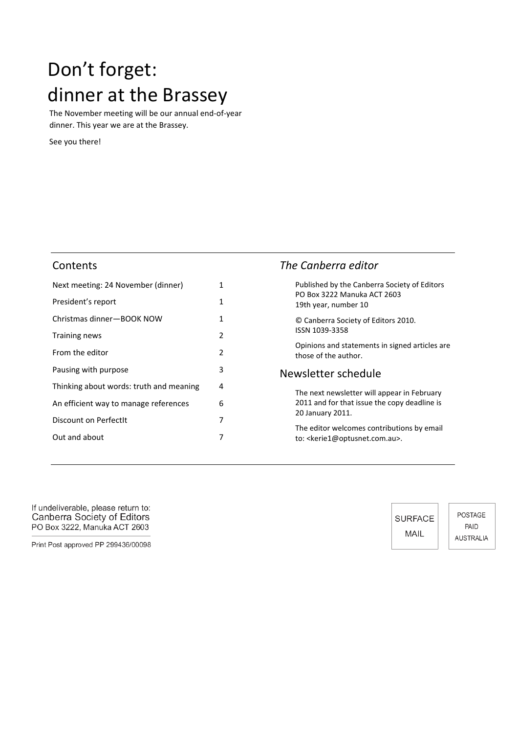# Don't forget: dinner at the Brassey

The November meeting will be our annual end-of-year dinner. This year we are at the Brassey.

See you there!

## Contents

| | |
|---|---|
| Next meeting: 24 November (dinner) | 1 |
| President's report | 1 |
| Christmas dinner—BOOK NOW | 1 |
| Training news | 2 |
| From the editor | 2 |
| Pausing with purpose | 3 |
| Thinking about words: truth and meaning | 4 |
| An efficient way to manage references | 6 |
| Discount on PerfectIt | 7 |
| Out and about | 7 |

## *The Canberra editor*

Published by the Canberra Society of Editors
PO Box 3222 Manuka ACT 2603
19th year, number 10

© Canberra Society of Editors 2010.
ISSN 1039-3358

Opinions and statements in signed articles are those of the author.

## Newsletter schedule

The next newsletter will appear in February 2011 and for that issue the copy deadline is 20 January 2011.

The editor welcomes contributions by email to: <kerie1@optusnet.com.au>.

If undeliverable, please return to:
Canberra Society of Editors
PO Box 3222, Manuka ACT 2603

Print Post approved PP 299436/00098

SURFACE MAIL

POSTAGE PAID AUSTRALIA